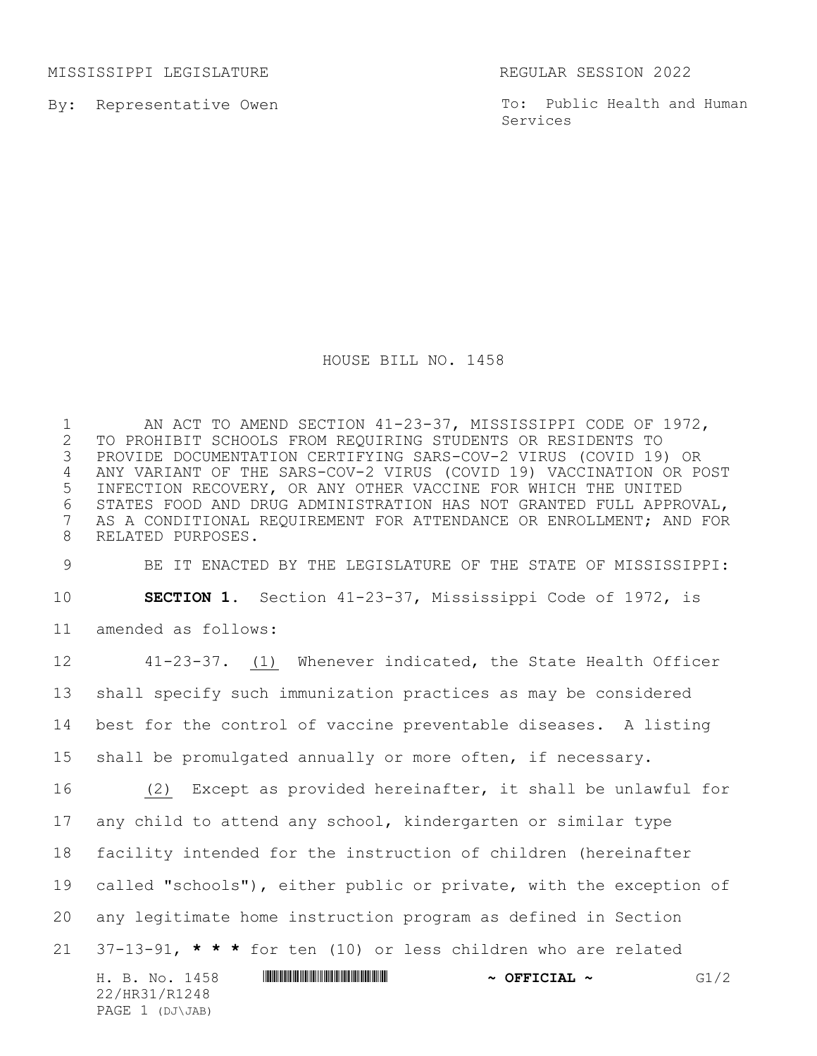MISSISSIPPI LEGISLATURE REGULAR SESSION 2022

By: Representative Owen

To: Public Health and Human Services

# HOUSE BILL NO. 1458

AN ACT TO AMEND SECTION 41-23-37, MISSISSIPPI CODE OF 1972, TO PROHIBIT SCHOOLS FROM REQUIRING STUDENTS OR RESIDENTS TO PROVIDE DOCUMENTATION CERTIFYING SARS-COV-2 VIRUS (COVID 19) OR ANY VARIANT OF THE SARS-COV-2 VIRUS (COVID 19) VACCINATION OR POST INFECTION RECOVERY, OR ANY OTHER VACCINE FOR WHICH THE UNITED STATES FOOD AND DRUG ADMINISTRATION HAS NOT GRANTED FULL APPROVAL, AS A CONDITIONAL REQUIREMENT FOR ATTENDANCE OR ENROLLMENT; AND FOR RELATED PURPOSES.

BE IT ENACTED BY THE LEGISLATURE OF THE STATE OF MISSISSIPPI:

**SECTION 1.** Section 41-23-37, Mississippi Code of 1972, is amended as follows:

41-23-37. (1) Whenever indicated, the State Health Officer shall specify such immunization practices as may be considered best for the control of vaccine preventable diseases. A listing shall be promulgated annually or more often, if necessary.

(2) Except as provided hereinafter, it shall be unlawful for any child to attend any school, kindergarten or similar type facility intended for the instruction of children (hereinafter called "schools"), either public or private, with the exception of any legitimate home instruction program as defined in Section 37-13-91, **\* \* \*** for ten (10) or less children who are related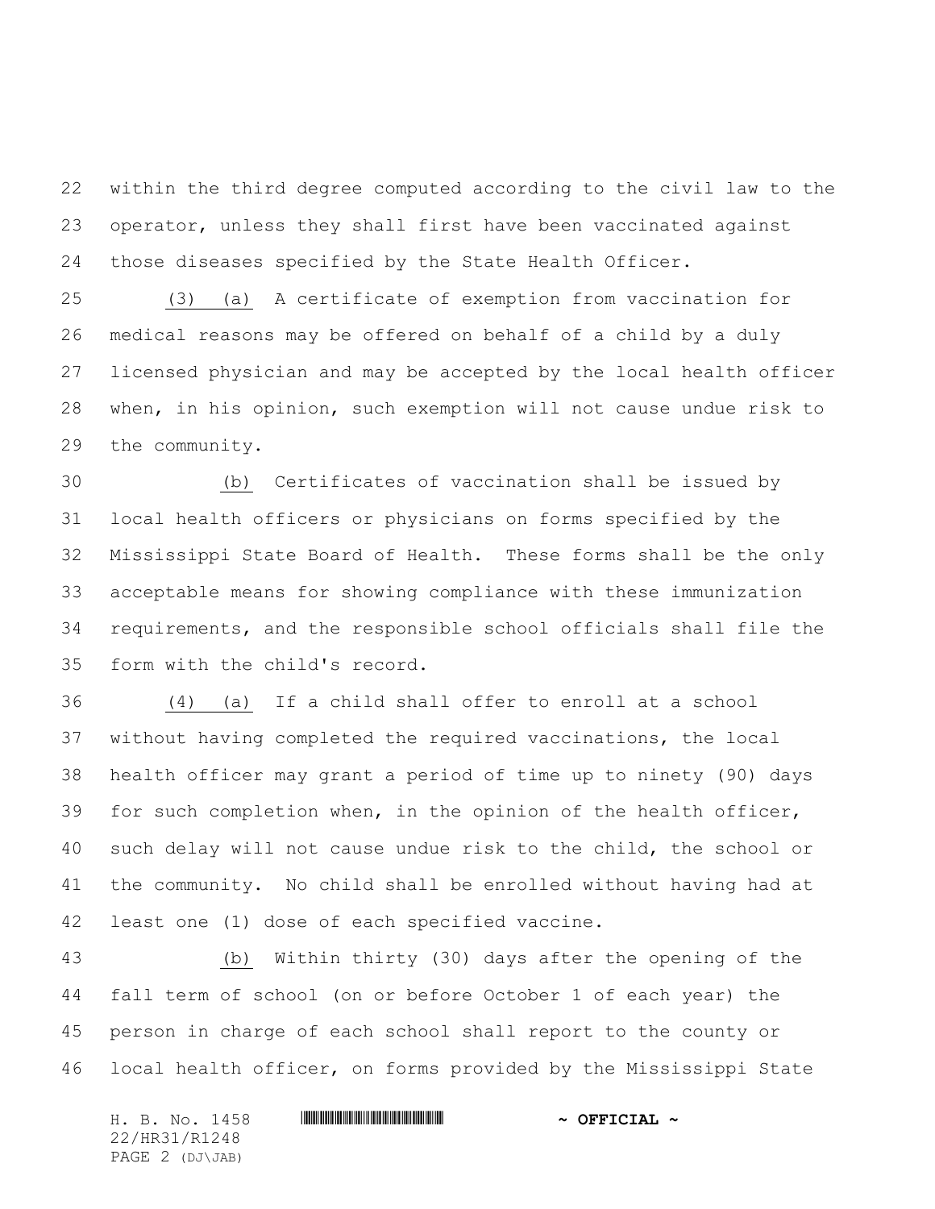within the third degree computed according to the civil law to the operator, unless they shall first have been vaccinated against those diseases specified by the State Health Officer.

(3) (a) A certificate of exemption from vaccination for medical reasons may be offered on behalf of a child by a duly licensed physician and may be accepted by the local health officer when, in his opinion, such exemption will not cause undue risk to the community.

(b) Certificates of vaccination shall be issued by local health officers or physicians on forms specified by the Mississippi State Board of Health. These forms shall be the only acceptable means for showing compliance with these immunization requirements, and the responsible school officials shall file the form with the child's record.

(4) (a) If a child shall offer to enroll at a school without having completed the required vaccinations, the local health officer may grant a period of time up to ninety (90) days for such completion when, in the opinion of the health officer, such delay will not cause undue risk to the child, the school or the community. No child shall be enrolled without having had at least one (1) dose of each specified vaccine.

(b) Within thirty (30) days after the opening of the fall term of school (on or before October 1 of each year) the person in charge of each school shall report to the county or local health officer, on forms provided by the Mississippi State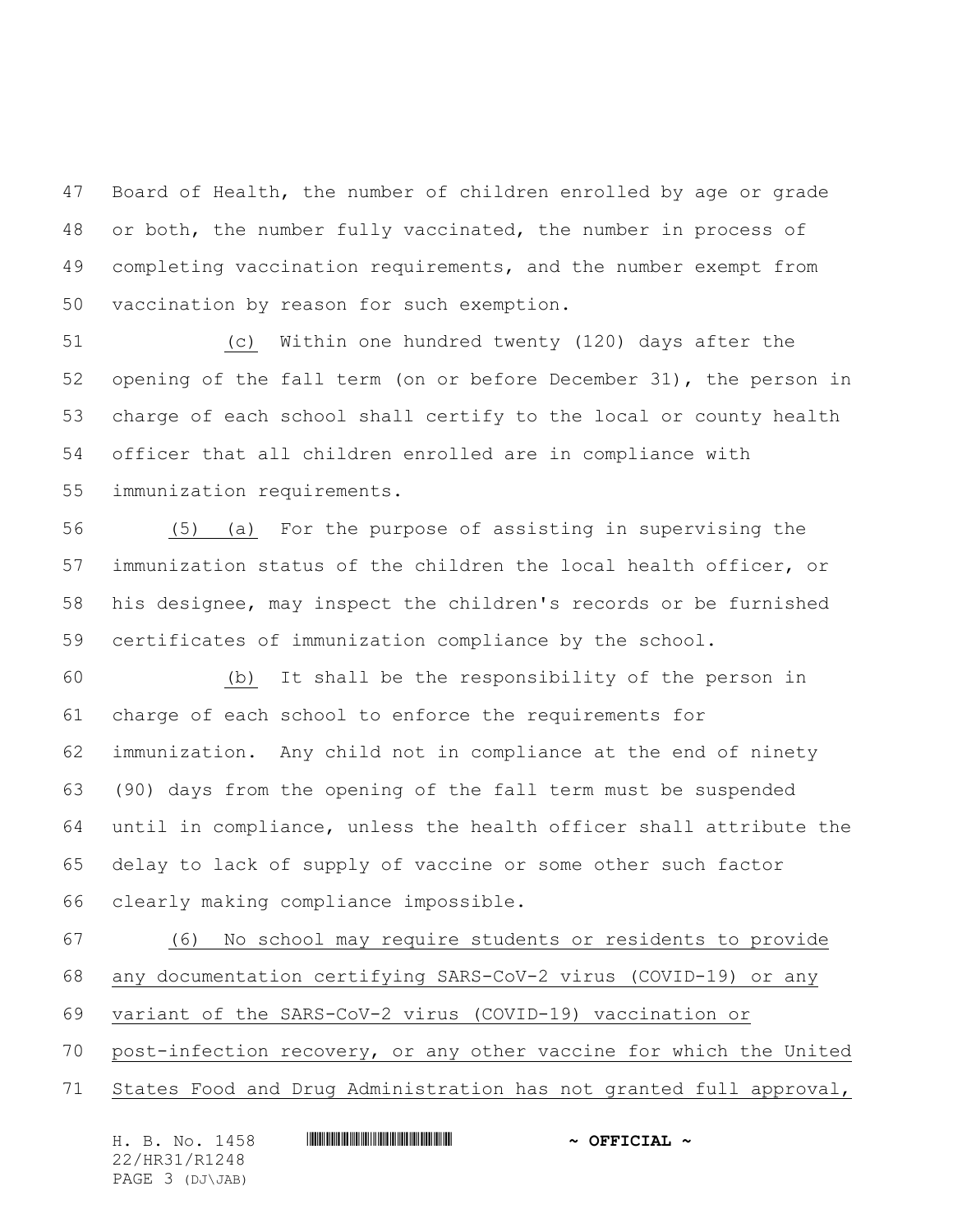Board of Health, the number of children enrolled by age or grade or both, the number fully vaccinated, the number in process of completing vaccination requirements, and the number exempt from vaccination by reason for such exemption.

(c) Within one hundred twenty (120) days after the opening of the fall term (on or before December 31), the person in charge of each school shall certify to the local or county health officer that all children enrolled are in compliance with immunization requirements.

(5) (a) For the purpose of assisting in supervising the immunization status of the children the local health officer, or his designee, may inspect the children's records or be furnished certificates of immunization compliance by the school.

(b) It shall be the responsibility of the person in charge of each school to enforce the requirements for immunization. Any child not in compliance at the end of ninety (90) days from the opening of the fall term must be suspended until in compliance, unless the health officer shall attribute the delay to lack of supply of vaccine or some other such factor clearly making compliance impossible.

(6) No school may require students or residents to provide any documentation certifying SARS-CoV-2 virus (COVID-19) or any variant of the SARS-CoV-2 virus (COVID-19) vaccination or post-infection recovery, or any other vaccine for which the United States Food and Drug Administration has not granted full approval,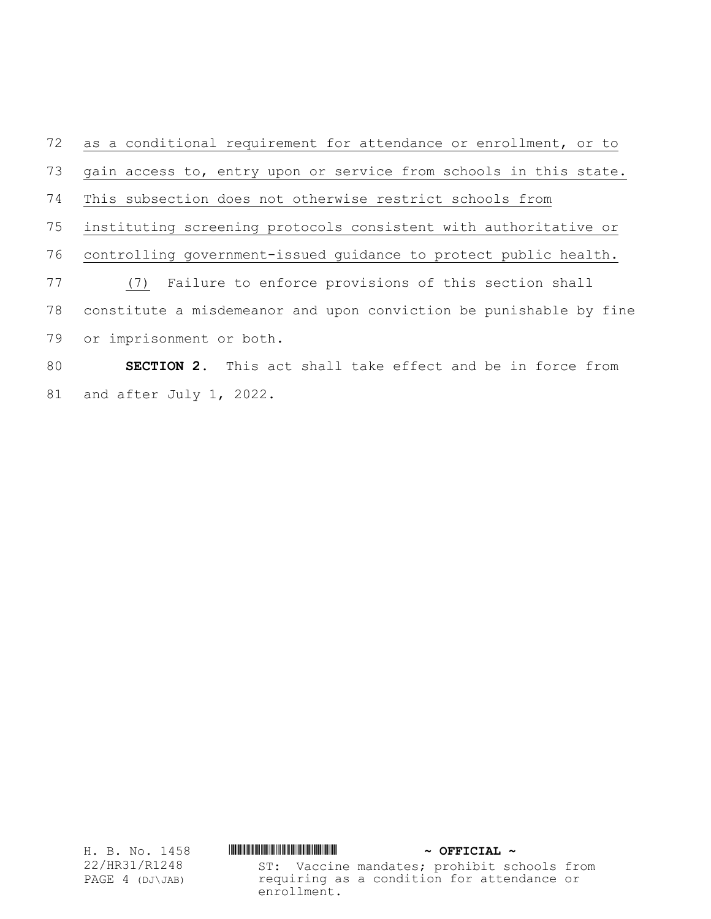as a conditional requirement for attendance or enrollment, or to gain access to, entry upon or service from schools in this state. This subsection does not otherwise restrict schools from instituting screening protocols consistent with authoritative or controlling government-issued guidance to protect public health.

(7) Failure to enforce provisions of this section shall constitute a misdemeanor and upon conviction be punishable by fine or imprisonment or both.

**SECTION 2.** This act shall take effect and be in force from and after July 1, 2022.